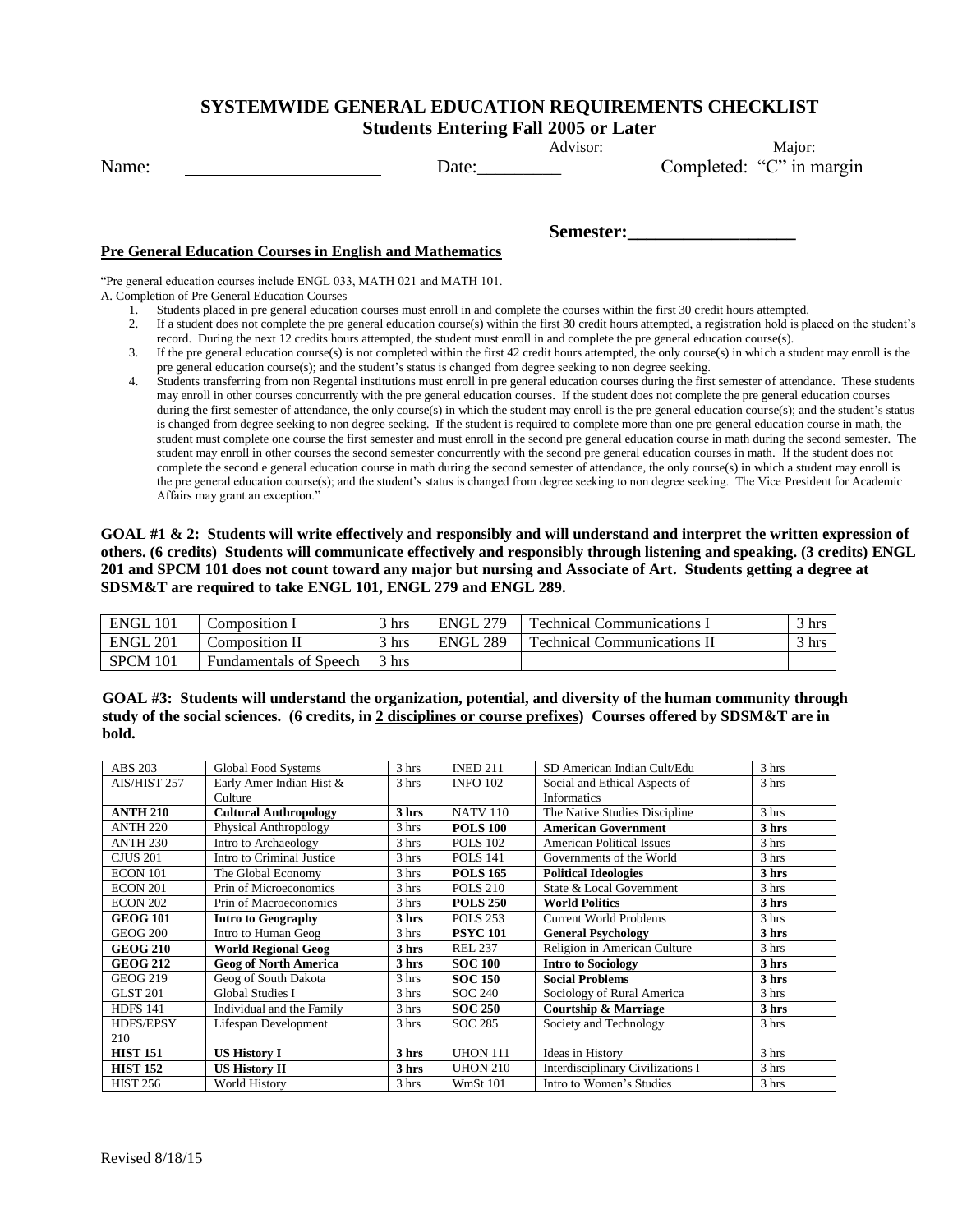# SYSTEMWIDE GENERAL EDUCATION REQUIREMENTS CHECKLIST

## Students Entering Fall 2005 or Later

Name: ____________________ Date:_________ Advisor: Major: Completed: "C" in margin

**Semester:_________________**

**Pre General Education Courses in English and Mathematics**

"Pre general education courses include ENGL 033, MATH 021 and MATH 101.

A. Completion of Pre General Education Courses

1. Students placed in pre general education courses must enroll in and complete the courses within the first 30 credit hours attempted.
2. If a student does not complete the pre general education course(s) within the first 30 credit hours attempted, a registration hold is placed on the student's record. During the next 12 credits hours attempted, the student must enroll in and complete the pre general education course(s).
3. If the pre general education course(s) is not completed within the first 42 credit hours attempted, the only course(s) in which a student may enroll is the pre general education course(s); and the student's status is changed from degree seeking to non degree seeking.
4. Students transferring from non Regental institutions must enroll in pre general education courses during the first semester of attendance. These students may enroll in other courses concurrently with the pre general education courses. If the student does not complete the pre general education courses during the first semester of attendance, the only course(s) in which the student may enroll is the pre general education course(s); and the student's status is changed from degree seeking to non degree seeking. If the student is required to complete more than one pre general education course in math, the student must complete one course the first semester and must enroll in the second pre general education course in math during the second semester. The student may enroll in other courses the second semester concurrently with the second pre general education courses in math. If the student does not complete the second e general education course in math during the second semester of attendance, the only course(s) in which a student may enroll is the pre general education course(s); and the student's status is changed from degree seeking to non degree seeking. The Vice President for Academic Affairs may grant an exception."

**GOAL #1 & 2: Students will write effectively and responsibly and will understand and interpret the written expression of others. (6 credits) Students will communicate effectively and responsibly through listening and speaking. (3 credits) ENGL 201 and SPCM 101 does not count toward any major but nursing and Associate of Art. Students getting a degree at SDSM&T are required to take ENGL 101, ENGL 279 and ENGL 289.**

| | | | | | |
|---|---|---|---|---|---|
| ENGL 101 | Composition I | 3 hrs | ENGL 279 | Technical Communications I | 3 hrs |
| ENGL 201 | Composition II | 3 hrs | ENGL 289 | Technical Communications II | 3 hrs |
| SPCM 101 | Fundamentals of Speech | 3 hrs | | | |

**GOAL #3: Students will understand the organization, potential, and diversity of the human community through study of the social sciences. (6 credits, in 2 disciplines or course prefixes) Courses offered by SDSM&T are in bold.**

| | | | | | |
|---|---|---|---|---|---|
| ABS 203 | Global Food Systems | 3 hrs | INED 211 | SD American Indian Cult/Edu | 3 hrs |
| AIS/HIST 257 | Early Amer Indian Hist & Culture | 3 hrs | INFO 102 | Social and Ethical Aspects of Informatics | 3 hrs |
| **ANTH 210** | **Cultural Anthropology** | **3 hrs** | NATV 110 | The Native Studies Discipline | 3 hrs |
| ANTH 220 | Physical Anthropology | 3 hrs | **POLS 100** | **American Government** | **3 hrs** |
| ANTH 230 | Intro to Archaeology | 3 hrs | POLS 102 | American Political Issues | 3 hrs |
| CJUS 201 | Intro to Criminal Justice | 3 hrs | POLS 141 | Governments of the World | 3 hrs |
| ECON 101 | The Global Economy | 3 hrs | **POLS 165** | **Political Ideologies** | **3 hrs** |
| ECON 201 | Prin of Microeconomics | 3 hrs | POLS 210 | State & Local Government | 3 hrs |
| ECON 202 | Prin of Macroeconomics | 3 hrs | **POLS 250** | **World Politics** | **3 hrs** |
| **GEOG 101** | **Intro to Geography** | **3 hrs** | POLS 253 | Current World Problems | 3 hrs |
| GEOG 200 | Intro to Human Geog | 3 hrs | **PSYC 101** | **General Psychology** | **3 hrs** |
| **GEOG 210** | **World Regional Geog** | **3 hrs** | REL 237 | Religion in American Culture | 3 hrs |
| **GEOG 212** | **Geog of North America** | **3 hrs** | **SOC 100** | **Intro to Sociology** | **3 hrs** |
| GEOG 219 | Geog of South Dakota | 3 hrs | **SOC 150** | **Social Problems** | **3 hrs** |
| GLST 201 | Global Studies I | 3 hrs | SOC 240 | Sociology of Rural America | 3 hrs |
| HDFS 141 | Individual and the Family | 3 hrs | **SOC 250** | **Courtship & Marriage** | **3 hrs** |
| HDFS/EPSY 210 | Lifespan Development | 3 hrs | SOC 285 | Society and Technology | 3 hrs |
| **HIST 151** | **US History I** | **3 hrs** | UHON 111 | Ideas in History | 3 hrs |
| **HIST 152** | **US History II** | **3 hrs** | UHON 210 | Interdisciplinary Civilizations I | 3 hrs |
| HIST 256 | World History | 3 hrs | WmSt 101 | Intro to Women's Studies | 3 hrs |

Revised 8/18/15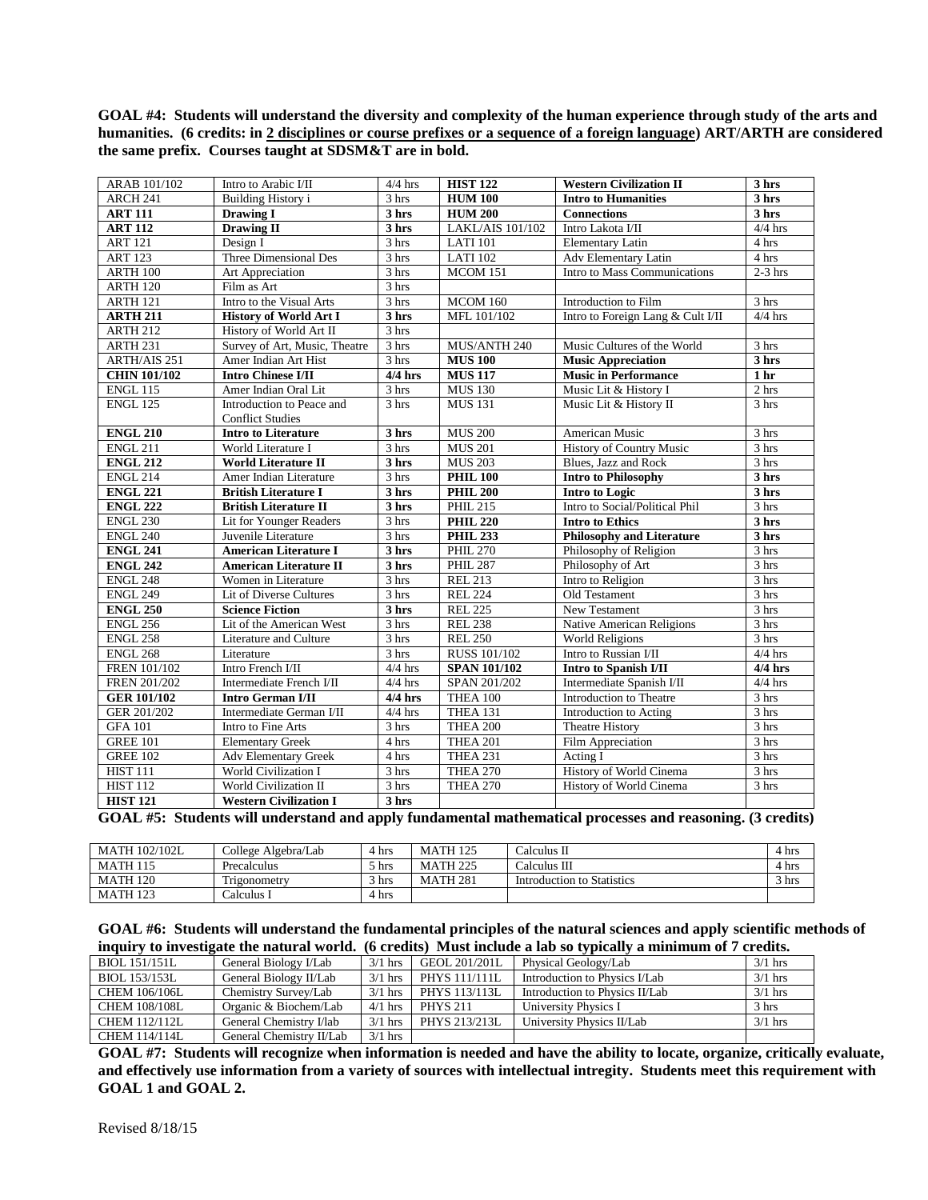**GOAL #4: Students will understand the diversity and complexity of the human experience through study of the arts and humanities. (6 credits: in 2 disciplines or course prefixes or a sequence of a foreign language) ART/ARTH are considered the same prefix. Courses taught at SDSM&T are in bold.**

| | | | | | |
|---|---|---|---|---|---|
| ARAB 101/102 | Intro to Arabic I/II | 4/4 hrs | **HIST 122** | **Western Civilization II** | **3 hrs** |
| ARCH 241 | Building History i | 3 hrs | **HUM 100** | **Intro to Humanities** | **3 hrs** |
| **ART 111** | **Drawing I** | **3 hrs** | **HUM 200** | **Connections** | **3 hrs** |
| **ART 112** | **Drawing II** | **3 hrs** | LAKL/AIS 101/102 | Intro Lakota I/II | 4/4 hrs |
| ART 121 | Design I | 3 hrs | LATI 101 | Elementary Latin | 4 hrs |
| ART 123 | Three Dimensional Des | 3 hrs | LATI 102 | Adv Elementary Latin | 4 hrs |
| ARTH 100 | Art Appreciation | 3 hrs | MCOM 151 | Intro to Mass Communications | 2-3 hrs |
| ARTH 120 | Film as Art | 3 hrs | | | |
| ARTH 121 | Intro to the Visual Arts | 3 hrs | MCOM 160 | Introduction to Film | 3 hrs |
| **ARTH 211** | **History of World Art I** | **3 hrs** | MFL 101/102 | Intro to Foreign Lang & Cult I/II | 4/4 hrs |
| ARTH 212 | History of World Art II | 3 hrs | | | |
| ARTH 231 | Survey of Art, Music, Theatre | 3 hrs | MUS/ANTH 240 | Music Cultures of the World | 3 hrs |
| ARTH/AIS 251 | Amer Indian Art Hist | 3 hrs | **MUS 100** | **Music Appreciation** | **3 hrs** |
| **CHIN 101/102** | **Intro Chinese I/II** | **4/4 hrs** | **MUS 117** | **Music in Performance** | **1 hr** |
| ENGL 115 | Amer Indian Oral Lit | 3 hrs | MUS 130 | Music Lit & History I | 2 hrs |
| ENGL 125 | Introduction to Peace and Conflict Studies | 3 hrs | MUS 131 | Music Lit & History II | 3 hrs |
| **ENGL 210** | **Intro to Literature** | **3 hrs** | MUS 200 | American Music | 3 hrs |
| ENGL 211 | World Literature I | 3 hrs | MUS 201 | History of Country Music | 3 hrs |
| **ENGL 212** | **World Literature II** | **3 hrs** | MUS 203 | Blues, Jazz and Rock | 3 hrs |
| ENGL 214 | Amer Indian Literature | 3 hrs | **PHIL 100** | **Intro to Philosophy** | **3 hrs** |
| **ENGL 221** | **British Literature I** | **3 hrs** | **PHIL 200** | **Intro to Logic** | **3 hrs** |
| **ENGL 222** | **British Literature II** | **3 hrs** | PHIL 215 | Intro to Social/Political Phil | 3 hrs |
| ENGL 230 | Lit for Younger Readers | 3 hrs | **PHIL 220** | **Intro to Ethics** | **3 hrs** |
| ENGL 240 | Juvenile Literature | 3 hrs | **PHIL 233** | **Philosophy and Literature** | **3 hrs** |
| **ENGL 241** | **American Literature I** | **3 hrs** | PHIL 270 | Philosophy of Religion | 3 hrs |
| **ENGL 242** | **American Literature II** | **3 hrs** | PHIL 287 | Philosophy of Art | 3 hrs |
| ENGL 248 | Women in Literature | 3 hrs | REL 213 | Intro to Religion | 3 hrs |
| ENGL 249 | Lit of Diverse Cultures | 3 hrs | REL 224 | Old Testament | 3 hrs |
| **ENGL 250** | **Science Fiction** | **3 hrs** | REL 225 | New Testament | 3 hrs |
| ENGL 256 | Lit of the American West | 3 hrs | REL 238 | Native American Religions | 3 hrs |
| ENGL 258 | Literature and Culture | 3 hrs | REL 250 | World Religions | 3 hrs |
| ENGL 268 | Literature | 3 hrs | RUSS 101/102 | Intro to Russian I/II | 4/4 hrs |
| FREN 101/102 | Intro French I/II | 4/4 hrs | **SPAN 101/102** | **Intro to Spanish I/II** | **4/4 hrs** |
| FREN 201/202 | Intermediate French I/II | 4/4 hrs | SPAN 201/202 | Intermediate Spanish I/II | 4/4 hrs |
| **GER 101/102** | **Intro German I/II** | **4/4 hrs** | THEA 100 | Introduction to Theatre | 3 hrs |
| GER 201/202 | Intermediate German I/II | 4/4 hrs | THEA 131 | Introduction to Acting | 3 hrs |
| GFA 101 | Intro to Fine Arts | 3 hrs | THEA 200 | Theatre History | 3 hrs |
| GREE 101 | Elementary Greek | 4 hrs | THEA 201 | Film Appreciation | 3 hrs |
| GREE 102 | Adv Elementary Greek | 4 hrs | THEA 231 | Acting I | 3 hrs |
| HIST 111 | World Civilization I | 3 hrs | THEA 270 | History of World Cinema | 3 hrs |
| HIST 112 | World Civilization II | 3 hrs | THEA 270 | History of World Cinema | 3 hrs |
| **HIST 121** | **Western Civilization I** | **3 hrs** | | | |

**GOAL #5: Students will understand and apply fundamental mathematical processes and reasoning. (3 credits)**

| | | | | | |
|---|---|---|---|---|---|
| MATH 102/102L | College Algebra/Lab | 4 hrs | MATH 125 | Calculus II | 4 hrs |
| MATH 115 | Precalculus | 5 hrs | MATH 225 | Calculus III | 4 hrs |
| MATH 120 | Trigonometry | 3 hrs | MATH 281 | Introduction to Statistics | 3 hrs |
| MATH 123 | Calculus I | 4 hrs | | | |

**GOAL #6: Students will understand the fundamental principles of the natural sciences and apply scientific methods of inquiry to investigate the natural world. (6 credits) Must include a lab so typically a minimum of 7 credits.**

| | | | | | |
|---|---|---|---|---|---|
| BIOL 151/151L | General Biology I/Lab | 3/1 hrs | GEOL 201/201L | Physical Geology/Lab | 3/1 hrs |
| BIOL 153/153L | General Biology II/Lab | 3/1 hrs | PHYS 111/111L | Introduction to Physics I/Lab | 3/1 hrs |
| CHEM 106/106L | Chemistry Survey/Lab | 3/1 hrs | PHYS 113/113L | Introduction to Physics II/Lab | 3/1 hrs |
| CHEM 108/108L | Organic & Biochem/Lab | 4/1 hrs | PHYS 211 | University Physics I | 3 hrs |
| CHEM 112/112L | General Chemistry I/lab | 3/1 hrs | PHYS 213/213L | University Physics II/Lab | 3/1 hrs |
| CHEM 114/114L | General Chemistry II/Lab | 3/1 hrs | | | |

**GOAL #7: Students will recognize when information is needed and have the ability to locate, organize, critically evaluate, and effectively use information from a variety of sources with intellectual intregity. Students meet this requirement with GOAL 1 and GOAL 2.**

Revised 8/18/15